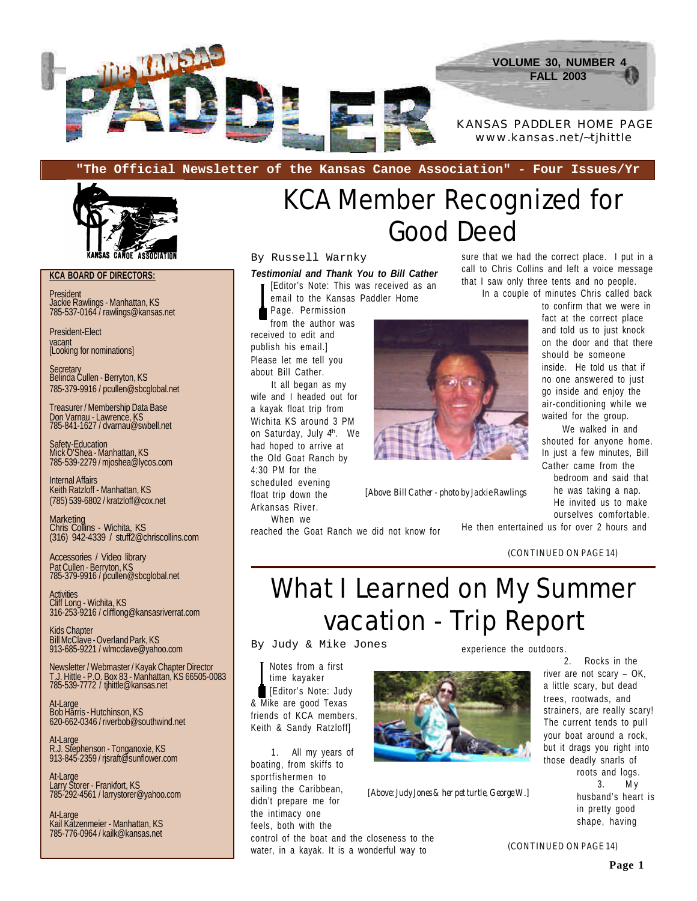# The Kansas PADDLER

VOLUME 30, NUMBER 4
FALL 2003

KANSAS PADDLER HOME PAGE
www.kansas.net/~tjhittle

"The Official Newsletter of the Kansas Canoe Association" - Four Issues/Yr

KANSAS CANOE ASSOCIATION

**KCA BOARD OF DIRECTORS:**

President
Jackie Rawlings - Manhattan, KS
785-537-0164 / rawlings@kansas.net

President-Elect
vacant
[Looking for nominations]

Secretary
Belinda Cullen - Berryton, KS
785-379-9916 / pcullen@sbcglobal.net

Treasurer / Membership Data Base
Don Varnau - Lawrence, KS
785-841-1627 / dvarnau@swbell.net

Safety-Education
Mick O'Shea - Manhattan, KS
785-539-2279 / mjoshea@lycos.com

Internal Affairs
Keith Ratzloff - Manhattan, KS
(785) 539-6802 / kratzloff@cox.net

Marketing
Chris Collins - Wichita, KS
(316) 942-4339 / stuff2@chriscollins.com

Accessories / Video library
Pat Cullen - Berryton, KS
785-379-9916 / pcullen@sbcglobal.net

Activities
Cliff Long - Wichita, KS
316-253-9216 / clifflong@kansasriverrat.com

Kids Chapter
Bill McClave - Overland Park, KS
913-685-9221 / wlmcclave@yahoo.com

Newsletter / Webmaster / Kayak Chapter Director
T.J. Hittle - P.O. Box 83 - Manhattan, KS 66505-0083
785-539-7772 / tjhittle@kansas.net

At-Large
Bob Harris - Hutchinson, KS
620-662-0346 / riverbob@southwind.net

At-Large
R.J. Stephenson - Tonganoxie, KS
913-845-2359 / rjsraft@sunflower.com

At-Large
Larry Storer - Frankfort, KS
785-292-4561 / larrystorer@yahoo.com

At-Large
Kail Katzenmeier - Manhattan, KS
785-776-0964 / kailk@kansas.net

# KCA Member Recognized for Good Deed

By Russell Warnky

***Testimonial and Thank You to Bill Cather***

[Editor's Note: This was received as an email to the Kansas Paddler Home Page. Permission from the author was received to edit and publish his email.]

Please let me tell you about Bill Cather.

It all began as my wife and I headed out for a kayak float trip from Wichita KS around 3 PM on Saturday, July 4th. We had hoped to arrive at the Old Goat Ranch by 4:30 PM for the scheduled evening float trip down the Arkansas River.

When we reached the Goat Ranch we did not know for sure that we had the correct place. I put in a call to Chris Collins and left a voice message that I saw only three tents and no people.

In a couple of minutes Chris called back to confirm that we were in fact at the correct place and told us to just knock on the door and that there should be someone inside. He told us that if no one answered to just go inside and enjoy the air-conditioning while we waited for the group.

We walked in and shouted for anyone home. In just a few minutes, Bill Cather came from the bedroom and said that he was taking a nap. He invited us to make ourselves comfortable. He then entertained us for over 2 hours and

[Above: Bill Cather - photo by Jackie Rawlings

(CONTINUED ON PAGE 14)

# What I Learned on My Summer vacation - Trip Report

By Judy & Mike Jones

Notes from a first time kayaker

[Editor's Note: Judy & Mike are good Texas friends of KCA members, Keith & Sandy Ratzloff]

1. All my years of boating, from skiffs to sportfishermen to sailing the Caribbean, didn't prepare me for the intimacy one feels, both with the control of the boat and the closeness to the water, in a kayak. It is a wonderful way to experience the outdoors.

2. Rocks in the river are not scary – OK, a little scary, but dead trees, rootwads, and strainers, are really scary! The current tends to pull your boat around a rock, but it drags you right into those deadly snarls of roots and logs.

3. My husband's heart is in pretty good shape, having

[Above: Judy Jones & her pet turtle, George W.]

(CONTINUED ON PAGE 14)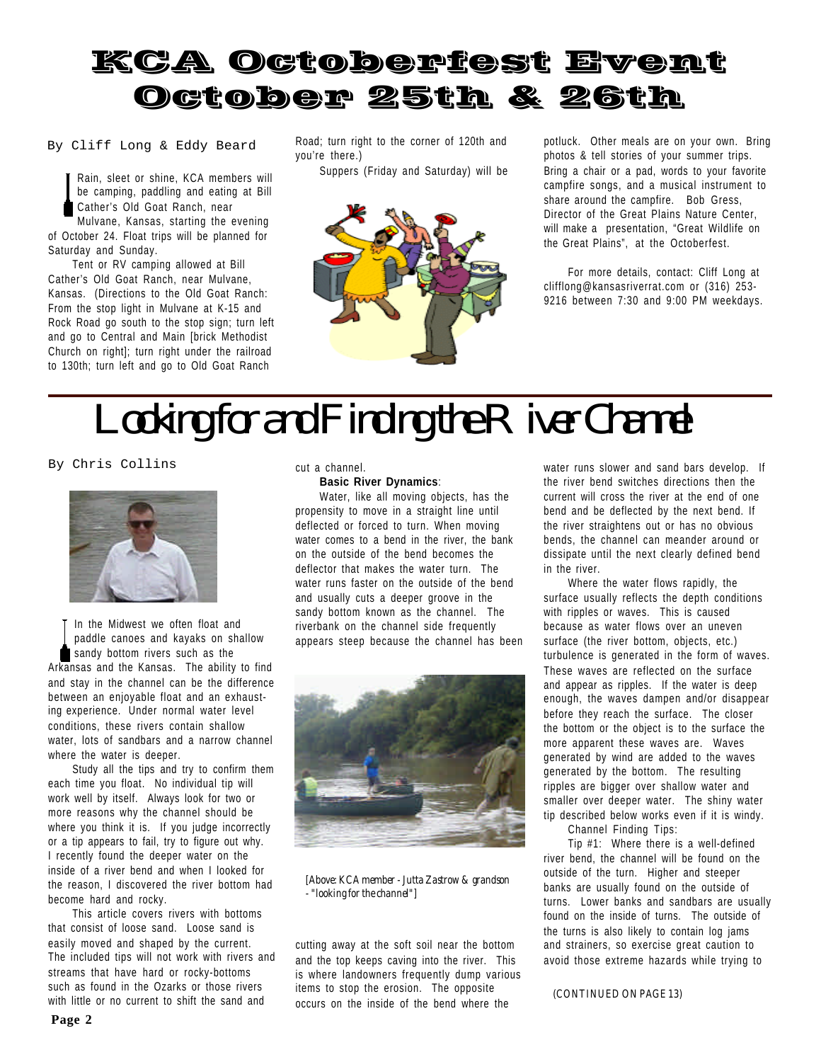# KCA Octoberfest Event
# October 25th & 26th

By Cliff Long & Eddy Beard

Rain, sleet or shine, KCA members will be camping, paddling and eating at Bill Cather's Old Goat Ranch, near Mulvane, Kansas, starting the evening of October 24. Float trips will be planned for Saturday and Sunday.

Tent or RV camping allowed at Bill Cather's Old Goat Ranch, near Mulvane, Kansas. (Directions to the Old Goat Ranch: From the stop light in Mulvane at K-15 and Rock Road go south to the stop sign; turn left and go to Central and Main [brick Methodist Church on right]; turn right under the railroad to 130th; turn left and go to Old Goat Ranch Road; turn right to the corner of 120th and you're there.)

Suppers (Friday and Saturday) will be potluck. Other meals are on your own. Bring photos & tell stories of your summer trips. Bring a chair or a pad, words to your favorite campfire songs, and a musical instrument to share around the campfire. Bob Gress, Director of the Great Plains Nature Center, will make a presentation, "Great Wildlife on the Great Plains", at the Octoberfest.

For more details, contact: Cliff Long at clifflong@kansasriverrat.com or (316) 253-9216 between 7:30 and 9:00 PM weekdays.

# Looking for and Finding the River Channel

By Chris Collins

In the Midwest we often float and paddle canoes and kayaks on shallow sandy bottom rivers such as the Arkansas and the Kansas. The ability to find and stay in the channel can be the difference between an enjoyable float and an exhausting experience. Under normal water level conditions, these rivers contain shallow water, lots of sandbars and a narrow channel where the water is deeper.

Study all the tips and try to confirm them each time you float. No individual tip will work well by itself. Always look for two or more reasons why the channel should be where you think it is. If you judge incorrectly or a tip appears to fail, try to figure out why. I recently found the deeper water on the inside of a river bend and when I looked for the reason, I discovered the river bottom had become hard and rocky.

This article covers rivers with bottoms that consist of loose sand. Loose sand is easily moved and shaped by the current. The included tips will not work with rivers and streams that have hard or rocky-bottoms such as found in the Ozarks or those rivers with little or no current to shift the sand and cut a channel.

**Basic River Dynamics**:

Water, like all moving objects, has the propensity to move in a straight line until deflected or forced to turn. When moving water comes to a bend in the river, the bank on the outside of the bend becomes the deflector that makes the water turn. The water runs faster on the outside of the bend and usually cuts a deeper groove in the sandy bottom known as the channel. The riverbank on the channel side frequently appears steep because the channel has been cutting away at the soft soil near the bottom and the top keeps caving into the river. This is where landowners frequently dump various items to stop the erosion. The opposite occurs on the inside of the bend where the water runs slower and sand bars develop. If the river bend switches directions then the current will cross the river at the end of one bend and be deflected by the next bend. If the river straightens out or has no obvious bends, the channel can meander around or dissipate until the next clearly defined bend in the river.

[Above: KCA member - Jutta Zastrow & grandson - "looking for the channel"]

Where the water flows rapidly, the surface usually reflects the depth conditions with ripples or waves. This is caused because as water flows over an uneven surface (the river bottom, objects, etc.) turbulence is generated in the form of waves. These waves are reflected on the surface and appear as ripples. If the water is deep enough, the waves dampen and/or disappear before they reach the surface. The closer the bottom or the object is to the surface the more apparent these waves are. Waves generated by wind are added to the waves generated by the bottom. The resulting ripples are bigger over shallow water and smaller over deeper water. The shiny water tip described below works even if it is windy.

Channel Finding Tips:

Tip #1: Where there is a well-defined river bend, the channel will be found on the outside of the turn. Higher and steeper banks are usually found on the outside of turns. Lower banks and sandbars are usually found on the inside of turns. The outside of the turns is also likely to contain log jams and strainers, so exercise great caution to avoid those extreme hazards while trying to

(CONTINUED ON PAGE 13)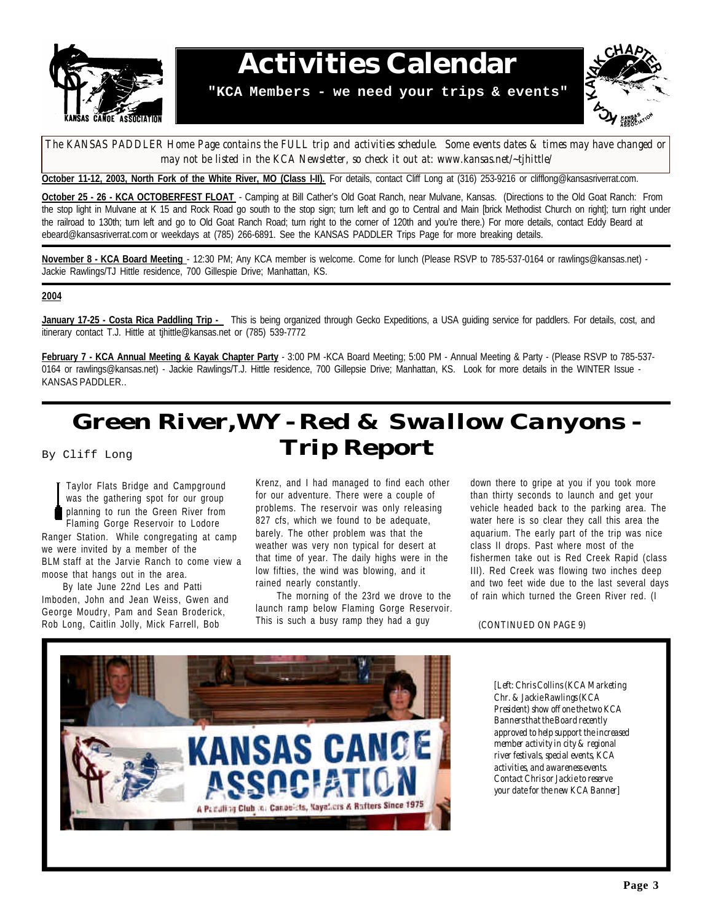# Activities Calendar

**"KCA Members - we need your trips & events"**

*The KANSAS PADDLER Home Page contains the FULL trip and activities schedule. Some events dates & times may have changed or may not be listed in the KCA Newsletter, so check it out at: www.kansas.net/~tjhittle/*

**October 11-12, 2003, North Fork of the White River, MO (Class I-II).** For details, contact Cliff Long at (316) 253-9216 or clifflong@kansasriverrat.com.

**October 25 - 26 - KCA OCTOBERFEST FLOAT** - Camping at Bill Cather's Old Goat Ranch, near Mulvane, Kansas. (Directions to the Old Goat Ranch: From the stop light in Mulvane at K 15 and Rock Road go south to the stop sign; turn left and go to Central and Main [brick Methodist Church on right]; turn right under the railroad to 130th; turn left and go to Old Goat Ranch Road; turn right to the corner of 120th and you're there.) For more details, contact Eddy Beard at ebeard@kansasriverrat.com or weekdays at (785) 266-6891. See the KANSAS PADDLER Trips Page for more breaking details.

**November 8 - KCA Board Meeting** - 12:30 PM; Any KCA member is welcome. Come for lunch (Please RSVP to 785-537-0164 or rawlings@kansas.net) - Jackie Rawlings/TJ Hittle residence, 700 Gillespie Drive; Manhattan, KS.

**2004**

**January 17-25 - Costa Rica Paddling Trip -** This is being organized through Gecko Expeditions, a USA guiding service for paddlers. For details, cost, and itinerary contact T.J. Hittle at tjhittle@kansas.net or (785) 539-7772

**February 7 - KCA Annual Meeting & Kayak Chapter Party** - 3:00 PM -KCA Board Meeting; 5:00 PM - Annual Meeting & Party - (Please RSVP to 785-537-0164 or rawlings@kansas.net) - Jackie Rawlings/T.J. Hittle residence, 700 Gillespie Drive; Manhattan, KS. Look for more details in the WINTER Issue - KANSAS PADDLER..

# Green River, WY - Red & Swallow Canyons - Trip Report

By Cliff Long

Taylor Flats Bridge and Campground was the gathering spot for our group planning to run the Green River from Flaming Gorge Reservoir to Lodore Ranger Station. While congregating at camp we were invited by a member of the BLM staff at the Jarvie Ranch to come view a moose that hangs out in the area.

By late June 22nd Les and Patti Imboden, John and Jean Weiss, Gwen and George Moudry, Pam and Sean Broderick, Rob Long, Caitlin Jolly, Mick Farrell, Bob Krenz, and I had managed to find each other for our adventure. There were a couple of problems. The reservoir was only releasing 827 cfs, which we found to be adequate, barely. The other problem was that the weather was very non typical for desert at that time of year. The daily highs were in the low fifties, the wind was blowing, and it rained nearly constantly.

The morning of the 23rd we drove to the launch ramp below Flaming Gorge Reservoir. This is such a busy ramp they had a guy down there to gripe at you if you took more than thirty seconds to launch and get your vehicle headed back to the parking area. The water here is so clear they call this area the aquarium. The early part of the trip was nice class II drops. Past where most of the fishermen take out is Red Creek Rapid (class III). Red Creek was flowing two inches deep and two feet wide due to the last several days of rain which turned the Green River red. (I

(CONTINUED ON PAGE 9)

*[Left: Chris Collins (KCA Marketing Chr. & Jackie Rawlings (KCA President) show off one the two KCA Banners that the Board recently approved to help support the increased member activity in city & regional river festivals, special events, KCA activities, and awareness events. Contact Chris or Jackie to reserve your date for the new KCA Banner]*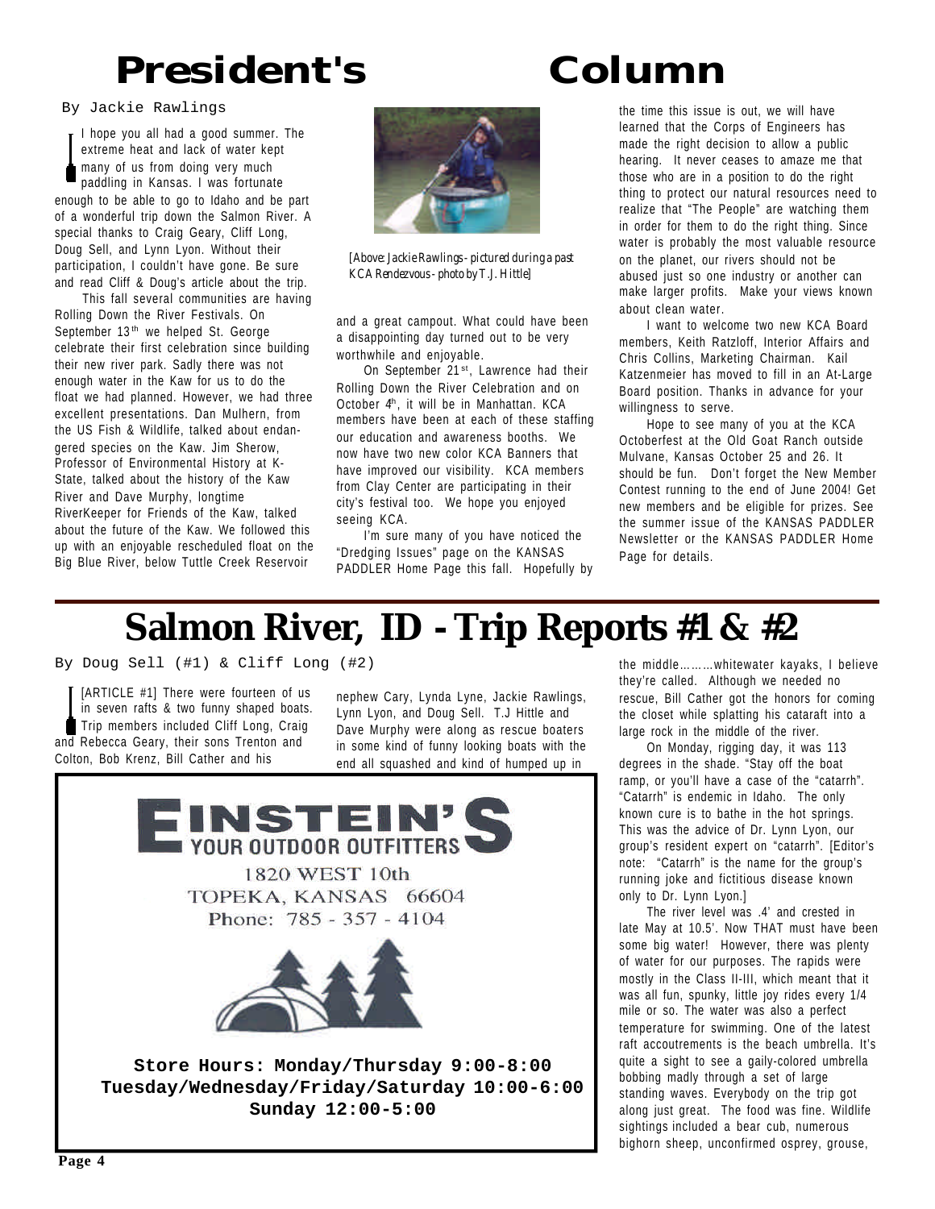# President's Column

By Jackie Rawlings

I hope you all had a good summer. The extreme heat and lack of water kept many of us from doing very much paddling in Kansas. I was fortunate enough to be able to go to Idaho and be part of a wonderful trip down the Salmon River. A special thanks to Craig Geary, Cliff Long, Doug Sell, and Lynn Lyon. Without their participation, I couldn't have gone. Be sure and read Cliff & Doug's article about the trip.

This fall several communities are having Rolling Down the River Festivals. On September 13th we helped St. George celebrate their first celebration since building their new river park. Sadly there was not enough water in the Kaw for us to do the float we had planned. However, we had three excellent presentations. Dan Mulhern, from the US Fish & Wildlife, talked about endangered species on the Kaw. Jim Sherow, Professor of Environmental History at K-State, talked about the history of the Kaw River and Dave Murphy, longtime RiverKeeper for Friends of the Kaw, talked about the future of the Kaw. We followed this up with an enjoyable rescheduled float on the Big Blue River, below Tuttle Creek Reservoir

*[Above: Jackie Rawlings - pictured during a past KCA Rendezvous - photo by T.J. Hittle]*

and a great campout. What could have been a disappointing day turned out to be very worthwhile and enjoyable.

On September 21st, Lawrence had their Rolling Down the River Celebration and on October 4th, it will be in Manhattan. KCA members have been at each of these staffing our education and awareness booths. We now have two new color KCA Banners that have improved our visibility. KCA members from Clay Center are participating in their city's festival too. We hope you enjoyed seeing KCA.

I'm sure many of you have noticed the "Dredging Issues" page on the KANSAS PADDLER Home Page this fall. Hopefully by the time this issue is out, we will have learned that the Corps of Engineers has made the right decision to allow a public hearing. It never ceases to amaze me that those who are in a position to do the right thing to protect our natural resources need to realize that "The People" are watching them in order for them to do the right thing. Since water is probably the most valuable resource on the planet, our rivers should not be abused just so one industry or another can make larger profits. Make your views known about clean water.

I want to welcome two new KCA Board members, Keith Ratzloff, Interior Affairs and Chris Collins, Marketing Chairman. Kail Katzenmeier has moved to fill in an At-Large Board position. Thanks in advance for your willingness to serve.

Hope to see many of you at the KCA Octoberfest at the Old Goat Ranch outside Mulvane, Kansas October 25 and 26. It should be fun. Don't forget the New Member Contest running to the end of June 2004! Get new members and be eligible for prizes. See the summer issue of the KANSAS PADDLER Newsletter or the KANSAS PADDLER Home Page for details.

# Salmon River, ID - Trip Reports #1 & #2

By Doug Sell (#1) & Cliff Long (#2)

[ARTICLE #1] There were fourteen of us in seven rafts & two funny shaped boats. Trip members included Cliff Long, Craig and Rebecca Geary, their sons Trenton and Colton, Bob Krenz, Bill Cather and his nephew Cary, Lynda Lyne, Jackie Rawlings, Lynn Lyon, and Doug Sell. T.J Hittle and Dave Murphy were along as rescue boaters in some kind of funny looking boats with the end all squashed and kind of humped up in the middle………whitewater kayaks, I believe they're called. Although we needed no rescue, Bill Cather got the honors for coming the closet while splatting his cataraft into a large rock in the middle of the river.

On Monday, rigging day, it was 113 degrees in the shade. "Stay off the boat ramp, or you'll have a case of the "catarrh". "Catarrh" is endemic in Idaho. The only known cure is to bathe in the hot springs. This was the advice of Dr. Lynn Lyon, our group's resident expert on "catarrh". [Editor's note: "Catarrh" is the name for the group's running joke and fictitious disease known only to Dr. Lynn Lyon.]

The river level was .4' and crested in late May at 10.5'. Now THAT must have been some big water! However, there was plenty of water for our purposes. The rapids were mostly in the Class II-III, which meant that it was all fun, spunky, little joy rides every 1/4 mile or so. The water was also a perfect temperature for swimming. One of the latest raft accoutrements is the beach umbrella. It's quite a sight to see a gaily-colored umbrella bobbing madly through a set of large standing waves. Everybody on the trip got along just great. The food was fine. Wildlife sightings included a bear cub, numerous bighorn sheep, unconfirmed osprey, grouse,

**EINSTEIN'S**
**YOUR OUTDOOR OUTFITTERS**

1820 WEST 10th
TOPEKA, KANSAS 66604
Phone: 785 - 357 - 4104

**Store Hours: Monday/Thursday 9:00-8:00**
**Tuesday/Wednesday/Friday/Saturday 10:00-6:00**
**Sunday 12:00-5:00**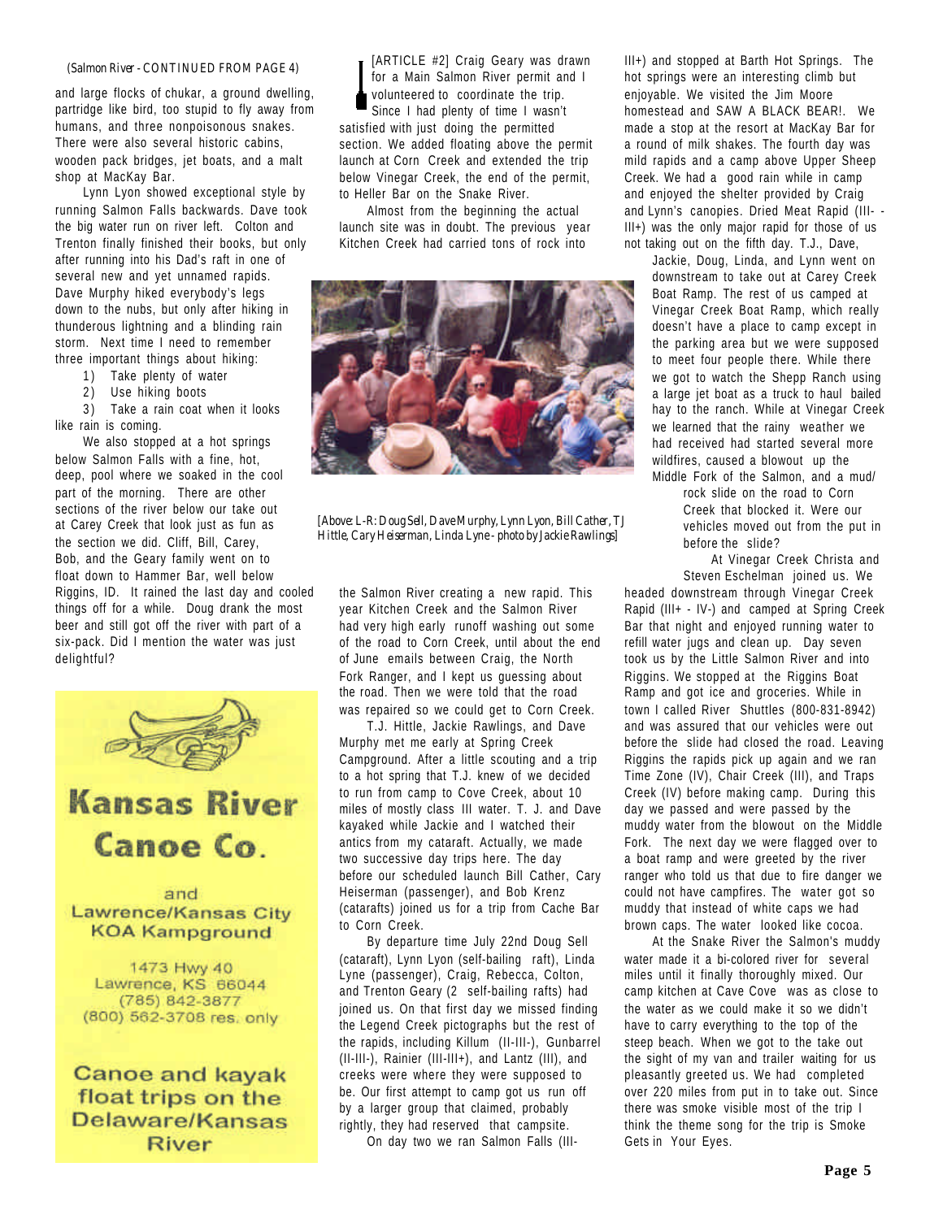*(Salmon River - CONTINUED FROM PAGE 4)*

and large flocks of chukar, a ground dwelling, partridge like bird, too stupid to fly away from humans, and three nonpoisonous snakes. There were also several historic cabins, wooden pack bridges, jet boats, and a malt shop at MacKay Bar.

Lynn Lyon showed exceptional style by running Salmon Falls backwards. Dave took the big water run on river left. Colton and Trenton finally finished their books, but only after running into his Dad's raft in one of several new and yet unnamed rapids. Dave Murphy hiked everybody's legs down to the nubs, but only after hiking in thunderous lightning and a blinding rain storm. Next time I need to remember three important things about hiking:

1) Take plenty of water
2) Use hiking boots
3) Take a rain coat when it looks like rain is coming.

We also stopped at a hot springs below Salmon Falls with a fine, hot, deep, pool where we soaked in the cool part of the morning. There are other sections of the river below our take out at Carey Creek that look just as fun as the section we did. Cliff, Bill, Carey, Bob, and the Geary family went on to float down to Hammer Bar, well below Riggins, ID. It rained the last day and cooled things off for a while. Doug drank the most beer and still got off the river with part of a six-pack. Did I mention the water was just delightful?

**Kansas River Canoe Co.**

and

**Lawrence/Kansas City KOA Kampground**

1473 Hwy 40
Lawrence, KS 66044
(785) 842-3877
(800) 562-3708 res. only

**Canoe and kayak float trips on the Delaware/Kansas River**

[ARTICLE #2] Craig Geary was drawn for a Main Salmon River permit and I volunteered to coordinate the trip. Since I had plenty of time I wasn't satisfied with just doing the permitted section. We added floating above the permit launch at Corn Creek and extended the trip below Vinegar Creek, the end of the permit, to Heller Bar on the Snake River.

Almost from the beginning the actual launch site was in doubt. The previous year Kitchen Creek had carried tons of rock into the Salmon River creating a new rapid. This year Kitchen Creek and the Salmon River had very high early runoff washing out some of the road to Corn Creek, until about the end of June emails between Craig, the North Fork Ranger, and I kept us guessing about the road. Then we were told that the road was repaired so we could get to Corn Creek.

*[Above: L-R: Doug Sell, Dave Murphy, Lynn Lyon, Bill Cather, TJ Hittle, Cary Heiserman, Linda Lyne - photo by Jackie Rawlings]*

T.J. Hittle, Jackie Rawlings, and Dave Murphy met me early at Spring Creek Campground. After a little scouting and a trip to a hot spring that T.J. knew of we decided to run from camp to Cove Creek, about 10 miles of mostly class III water. T. J. and Dave kayaked while Jackie and I watched their antics from my cataraft. Actually, we made two successive day trips here. The day before our scheduled launch Bill Cather, Cary Heiserman (passenger), and Bob Krenz (catarafts) joined us for a trip from Cache Bar to Corn Creek.

By departure time July 22nd Doug Sell (cataraft), Lynn Lyon (self-bailing raft), Linda Lyne (passenger), Craig, Rebecca, Colton, and Trenton Geary (2 self-bailing rafts) had joined us. On that first day we missed finding the Legend Creek pictographs but the rest of the rapids, including Killum (II-III-), Gunbarrel (II-III-), Rainier (III-III+), and Lantz (III), and creeks were where they were supposed to be. Our first attempt to camp got us run off by a larger group that claimed, probably rightly, they had reserved that campsite.

On day two we ran Salmon Falls (III-III+) and stopped at Barth Hot Springs. The hot springs were an interesting climb but enjoyable. We visited the Jim Moore homestead and SAW A BLACK BEAR!. We made a stop at the resort at MacKay Bar for a round of milk shakes. The fourth day was mild rapids and a camp above Upper Sheep Creek. We had a good rain while in camp and enjoyed the shelter provided by Craig and Lynn's canopies. Dried Meat Rapid (III- - III+) was the only major rapid for those of us not taking out on the fifth day. T.J., Dave, Jackie, Doug, Linda, and Lynn went on downstream to take out at Carey Creek Boat Ramp. The rest of us camped at Vinegar Creek Boat Ramp, which really doesn't have a place to camp except in the parking area but we were supposed to meet four people there. While there we got to watch the Shepp Ranch using a large jet boat as a truck to haul bailed hay to the ranch. While at Vinegar Creek we learned that the rainy weather we had received had started several more wildfires, caused a blowout up the Middle Fork of the Salmon, and a mud/rock slide on the road to Corn Creek that blocked it. Were our vehicles moved out from the put in before the slide?

At Vinegar Creek Christa and Steven Eschelman joined us. We headed downstream through Vinegar Creek Rapid (III+ - IV-) and camped at Spring Creek Bar that night and enjoyed running water to refill water jugs and clean up. Day seven took us by the Little Salmon River and into Riggins. We stopped at the Riggins Boat Ramp and got ice and groceries. While in town I called River Shuttles (800-831-8942) and was assured that our vehicles were out before the slide had closed the road. Leaving Riggins the rapids pick up again and we ran Time Zone (IV), Chair Creek (III), and Traps Creek (IV) before making camp. During this day we passed and were passed by the muddy water from the blowout on the Middle Fork. The next day we were flagged over to a boat ramp and were greeted by the river ranger who told us that due to fire danger we could not have campfires. The water got so muddy that instead of white caps we had brown caps. The water looked like cocoa.

At the Snake River the Salmon's muddy water made it a bi-colored river for several miles until it finally thoroughly mixed. Our camp kitchen at Cave Cove was as close to the water as we could make it so we didn't have to carry everything to the top of the steep beach. When we got to the take out the sight of my van and trailer waiting for us pleasantly greeted us. We had completed over 220 miles from put in to take out. Since there was smoke visible most of the trip I think the theme song for the trip is Smoke Gets in Your Eyes.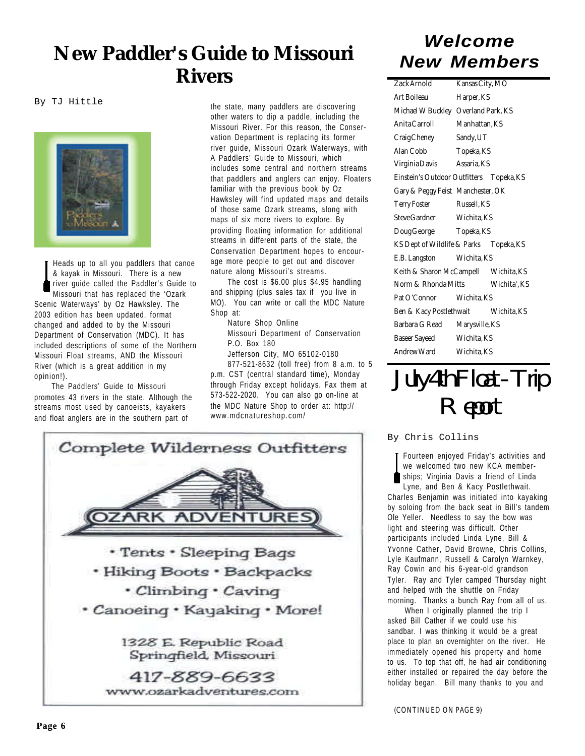# New Paddler's Guide to Missouri Rivers

By TJ Hittle

Heads up to all you paddlers that canoe & kayak in Missouri. There is a new river guide called the Paddler's Guide to Missouri that has replaced the 'Ozark Scenic Waterways' by Oz Hawksley. The 2003 edition has been updated, format changed and added to by the Missouri Department of Conservation (MDC). It has included descriptions of some of the Northern Missouri Float streams, AND the Missouri River (which is a great addition in my opinion!).

The Paddlers' Guide to Missouri promotes 43 rivers in the state. Although the streams most used by canoeists, kayakers and float anglers are in the southern part of the state, many paddlers are discovering other waters to dip a paddle, including the Missouri River. For this reason, the Conservation Department is replacing its former river guide, Missouri Ozark Waterways, with A Paddlers' Guide to Missouri, which includes some central and northern streams that paddlers and anglers can enjoy. Floaters familiar with the previous book by Oz Hawksley will find updated maps and details of those same Ozark streams, along with maps of six more rivers to explore. By providing floating information for additional streams in different parts of the state, the Conservation Department hopes to encourage more people to get out and discover nature along Missouri's streams.

The cost is $6.00 plus $4.95 handling and shipping (plus sales tax if you live in MO). You can write or call the MDC Nature Shop at:

Nature Shop Online
Missouri Department of Conservation
P.O. Box 180
Jefferson City, MO 65102-0180

877-521-8632 (toll free) from 8 a.m. to 5 p.m. CST (central standard time), Monday through Friday except holidays. Fax them at 573-522-2020. You can also go on-line at the MDC Nature Shop to order at: http://www.mdcnatureshop.com/

Complete Wilderness Outfitters

OZARK ADVENTURES

- Tents • Sleeping Bags
- Hiking Boots • Backpacks
- Climbing • Caving
- Canoeing • Kayaking • More!

1328 E. Republic Road
Springfield, Missouri

417-889-6633
www.ozarkadventures.com

# Welcome New Members

| | |
|---|---|
| Zack Arnold | Kansas City, MO |
| Art Boileau | Harper, KS |
| Michael W Buckley | Overland Park, KS |
| Anita Carroll | Manhattan, KS |
| Craig Cheney | Sandy, UT |
| Alan Cobb | Topeka, KS |
| Virginia Davis | Assaria, KS |
| Einstein's Outdoor Outfitters | Topeka, KS |
| Gary & Peggy Feist | Manchester, OK |
| Terry Foster | Russell, KS |
| Steve Gardner | Wichita, KS |
| Doug George | Topeka, KS |
| KS Dept of Wildlife & Parks | Topeka, KS |
| E.B. Langston | Wichita, KS |
| Keith & Sharon McCampell | Wichita, KS |
| Norm & Rhonda Mitts | Wichita', KS |
| Pat O'Connor | Wichita, KS |
| Ben & Kacy Postlethwait | Wichita, KS |
| Barbara G Read | Marysville, KS |
| Baseer Sayeed | Wichita, KS |
| Andrew Ward | Wichita, KS |

# July 4th Float-Trip Report

By Chris Collins

Fourteen enjoyed Friday's activities and we welcomed two new KCA memberships; Virginia Davis a friend of Linda Lyne, and Ben & Kacy Postlethwait. Charles Benjamin was initiated into kayaking by soloing from the back seat in Bill's tandem Ole Yeller. Needless to say the bow was light and steering was difficult. Other participants included Linda Lyne, Bill & Yvonne Cather, David Browne, Chris Collins, Lyle Kaufmann, Russell & Carolyn Warnkey, Ray Cowin and his 6-year-old grandson Tyler. Ray and Tyler camped Thursday night and helped with the shuttle on Friday morning. Thanks a bunch Ray from all of us.

When I originally planned the trip I asked Bill Cather if we could use his sandbar. I was thinking it would be a great place to plan an overnighter on the river. He immediately opened his property and home to us. To top that off, he had air conditioning either installed or repaired the day before the holiday began. Bill many thanks to you and

(CONTINUED ON PAGE 9)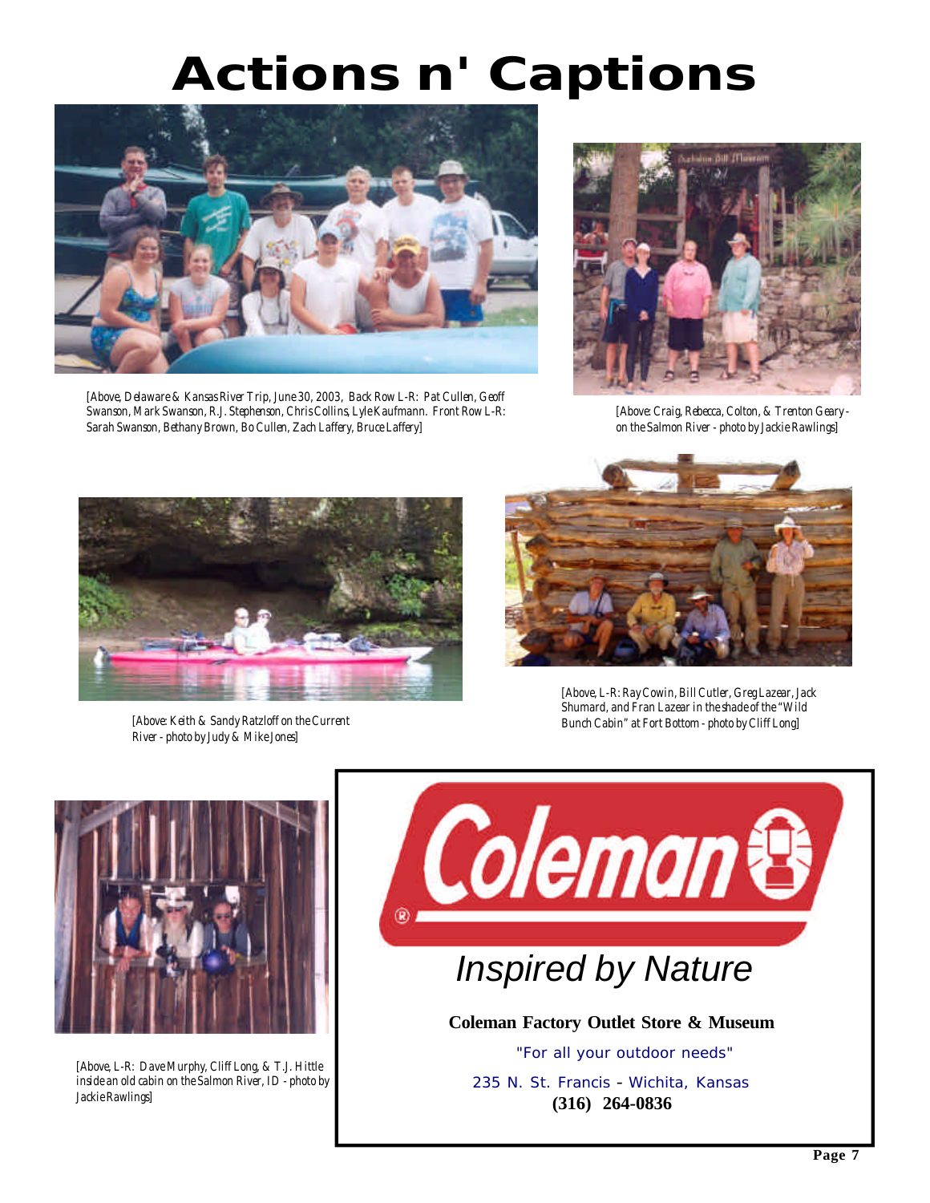# Actions n' Captions

[Above, Delaware & Kansas River Trip, June 30, 2003, Back Row L-R: Pat Cullen, Geoff Swanson, Mark Swanson, R.J. Stephenson, Chris Collins, Lyle Kaufmann. Front Row L-R: Sarah Swanson, Bethany Brown, Bo Cullen, Zach Laffery, Bruce Laffery]

[Above: Craig, Rebecca, Colton, & Trenton Geary - on the Salmon River - photo by Jackie Rawlings]

[Above: Keith & Sandy Ratzloff on the Current River - photo by Judy & Mike Jones]

[Above, L-R: Ray Cowin, Bill Cutler, Greg Lazear, Jack Shumard, and Fran Lazear in the shade of the "Wild Bunch Cabin" at Fort Bottom - photo by Cliff Long]

[Above, L-R: Dave Murphy, Cliff Long, & T.J. Hittle inside an old cabin on the Salmon River, ID - photo by Jackie Rawlings]

Coleman®

*Inspired by Nature*

**Coleman Factory Outlet Store & Museum**

"For all your outdoor needs"

235 N. St. Francis - Wichita, Kansas

**(316) 264-0836**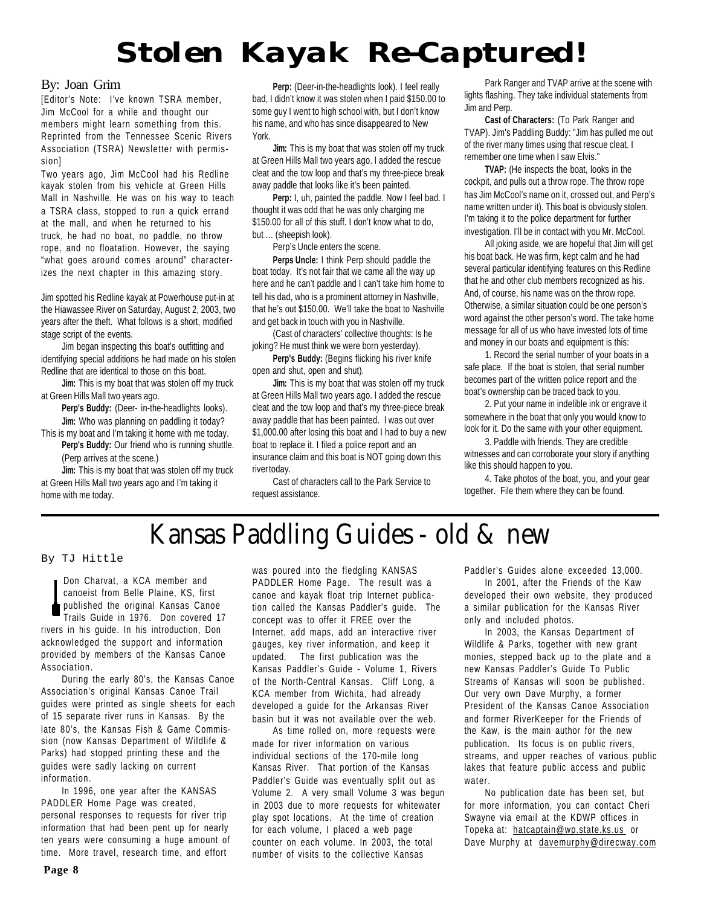# Stolen Kayak Re-Captured!

By: Joan Grim

[Editor's Note: I've known TSRA member, Jim McCool for a while and thought our members might learn something from this. Reprinted from the Tennessee Scenic Rivers Association (TSRA) Newsletter with permission]

Two years ago, Jim McCool had his Redline kayak stolen from his vehicle at Green Hills Mall in Nashville. He was on his way to teach a TSRA class, stopped to run a quick errand at the mall, and when he returned to his truck, he had no boat, no paddle, no throw rope, and no floatation. However, the saying "what goes around comes around" characterizes the next chapter in this amazing story.

Jim spotted his Redline kayak at Powerhouse put-in at the Hiawassee River on Saturday, August 2, 2003, two years after the theft. What follows is a short, modified stage script of the events.

Jim began inspecting this boat's outfitting and identifying special additions he had made on his stolen Redline that are identical to those on this boat.

**Jim:** This is my boat that was stolen off my truck at Green Hills Mall two years ago.

**Perp's Buddy:** (Deer- in-the-headlights looks).

**Jim:** Who was planning on paddling it today? This is my boat and I'm taking it home with me today.

**Perp's Buddy:** Our friend who is running shuttle.

(Perp arrives at the scene.)

**Jim:** This is my boat that was stolen off my truck at Green Hills Mall two years ago and I'm taking it home with me today.

**Perp:** (Deer-in-the-headlights look). I feel really bad, I didn't know it was stolen when I paid $150.00 to some guy I went to high school with, but I don't know his name, and who has since disappeared to New York.

**Jim:** This is my boat that was stolen off my truck at Green Hills Mall two years ago. I added the rescue cleat and the tow loop and that's my three-piece break away paddle that looks like it's been painted.

**Perp:** I, uh, painted the paddle. Now I feel bad. I thought it was odd that he was only charging me $150.00 for all of this stuff. I don't know what to do, but ... (sheepish look).

Perp's Uncle enters the scene.

**Perps Uncle:** I think Perp should paddle the boat today. It's not fair that we came all the way up here and he can't paddle and I can't take him home to tell his dad, who is a prominent attorney in Nashville, that he's out $150.00. We'll take the boat to Nashville and get back in touch with you in Nashville.

(Cast of characters' collective thoughts: Is he joking? He must think we were born yesterday).

**Perp's Buddy:** (Begins flicking his river knife open and shut, open and shut).

**Jim:** This is my boat that was stolen off my truck at Green Hills Mall two years ago. I added the rescue cleat and the tow loop and that's my three-piece break away paddle that has been painted. I was out over $1,000.00 after losing this boat and I had to buy a new boat to replace it. I filed a police report and an insurance claim and this boat is NOT going down this river today.

Cast of characters call to the Park Service to request assistance.

Park Ranger and TVAP arrive at the scene with lights flashing. They take individual statements from Jim and Perp.

**Cast of Characters:** (To Park Ranger and TVAP). Jim's Paddling Buddy: "Jim has pulled me out of the river many times using that rescue cleat. I remember one time when I saw Elvis."

**TVAP:** (He inspects the boat, looks in the cockpit, and pulls out a throw rope. The throw rope has Jim McCool's name on it, crossed out, and Perp's name written under it). This boat is obviously stolen. I'm taking it to the police department for further investigation. I'll be in contact with you Mr. McCool.

All joking aside, we are hopeful that Jim will get his boat back. He was firm, kept calm and he had several particular identifying features on this Redline that he and other club members recognized as his. And, of course, his name was on the throw rope. Otherwise, a similar situation could be one person's word against the other person's word. The take home message for all of us who have invested lots of time and money in our boats and equipment is this:

1. Record the serial number of your boats in a safe place. If the boat is stolen, that serial number becomes part of the written police report and the boat's ownership can be traced back to you.

2. Put your name in indelible ink or engrave it somewhere in the boat that only you would know to look for it. Do the same with your other equipment.

3. Paddle with friends. They are credible witnesses and can corroborate your story if anything like this should happen to you.

4. Take photos of the boat, you, and your gear together. File them where they can be found.

# Kansas Paddling Guides - old & new

By TJ Hittle

Don Charvat, a KCA member and canoeist from Belle Plaine, KS, first published the original Kansas Canoe Trails Guide in 1976. Don covered 17 rivers in his guide. In his introduction, Don acknowledged the support and information provided by members of the Kansas Canoe Association.

During the early 80's, the Kansas Canoe Association's original Kansas Canoe Trail guides were printed as single sheets for each of 15 separate river runs in Kansas. By the late 80's, the Kansas Fish & Game Commission (now Kansas Department of Wildlife & Parks) had stopped printing these and the guides were sadly lacking on current information.

In 1996, one year after the KANSAS PADDLER Home Page was created, personal responses to requests for river trip information that had been pent up for nearly ten years were consuming a huge amount of time. More travel, research time, and effort was poured into the fledgling KANSAS PADDLER Home Page. The result was a canoe and kayak float trip Internet publication called the Kansas Paddler's guide. The concept was to offer it FREE over the Internet, add maps, add an interactive river gauges, key river information, and keep it updated. The first publication was the Kansas Paddler's Guide - Volume 1, Rivers of the North-Central Kansas. Cliff Long, a KCA member from Wichita, had already developed a guide for the Arkansas River basin but it was not available over the web.

As time rolled on, more requests were made for river information on various individual sections of the 170-mile long Kansas River. That portion of the Kansas Paddler's Guide was eventually split out as Volume 2. A very small Volume 3 was begun in 2003 due to more requests for whitewater play spot locations. At the time of creation for each volume, I placed a web page counter on each volume. In 2003, the total number of visits to the collective Kansas Paddler's Guides alone exceeded 13,000.

In 2001, after the Friends of the Kaw developed their own website, they produced a similar publication for the Kansas River only and included photos.

In 2003, the Kansas Department of Wildlife & Parks, together with new grant monies, stepped back up to the plate and a new Kansas Paddler's Guide To Public Streams of Kansas will soon be published. Our very own Dave Murphy, a former President of the Kansas Canoe Association and former RiverKeeper for the Friends of the Kaw, is the main author for the new publication. Its focus is on public rivers, streams, and upper reaches of various public lakes that feature public access and public water.

No publication date has been set, but for more information, you can contact Cheri Swayne via email at the KDWP offices in Topeka at: hatcaptain@wp.state.ks.us or Dave Murphy at davemurphy@direcway.com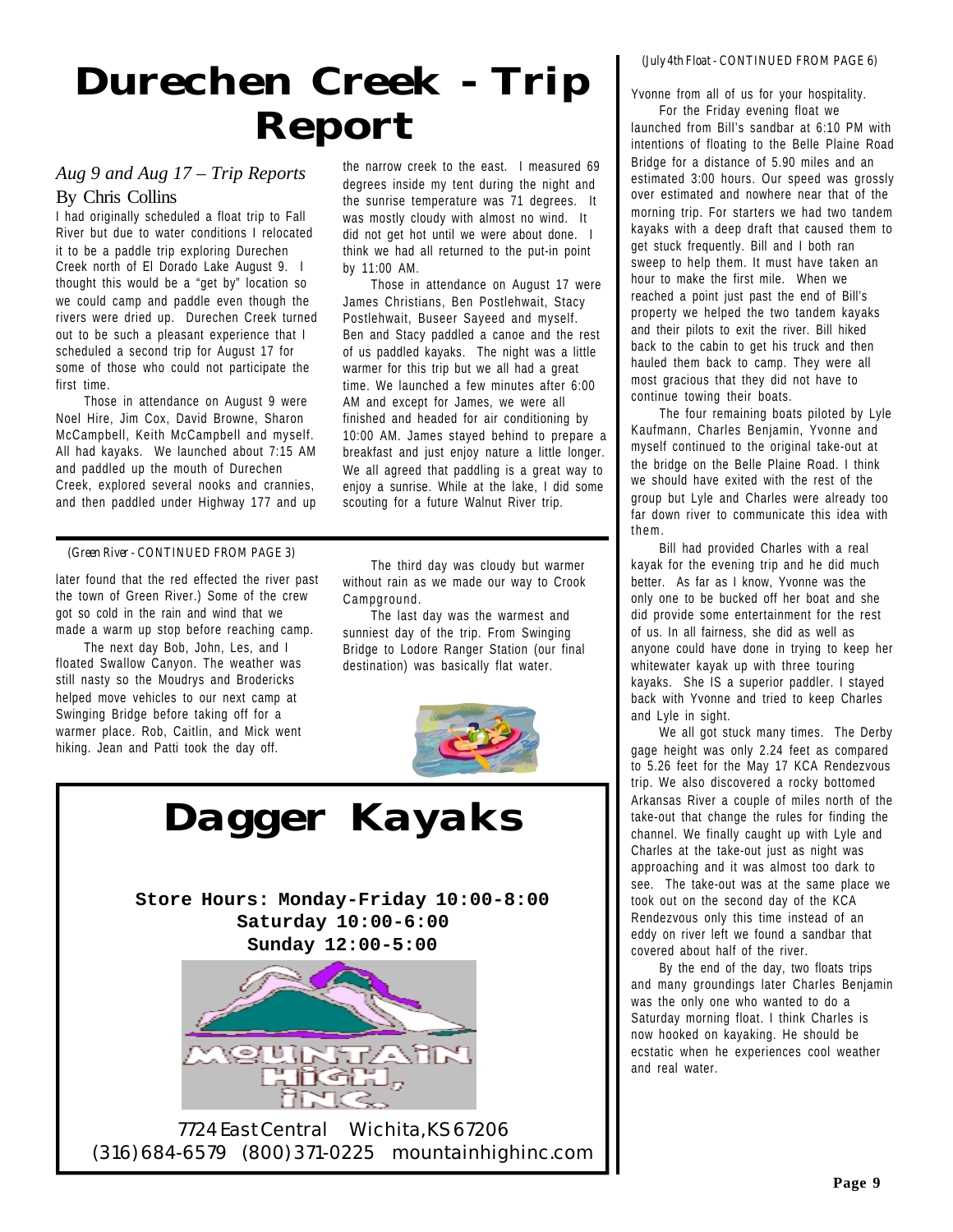# Durechen Creek - Trip Report

*Aug 9 and Aug 17 – Trip Reports*

By Chris Collins

I had originally scheduled a float trip to Fall River but due to water conditions I relocated it to be a paddle trip exploring Durechen Creek north of El Dorado Lake August 9. I thought this would be a "get by" location so we could camp and paddle even though the rivers were dried up. Durechen Creek turned out to be such a pleasant experience that I scheduled a second trip for August 17 for some of those who could not participate the first time.

Those in attendance on August 9 were Noel Hire, Jim Cox, David Browne, Sharon McCampbell, Keith McCampbell and myself. All had kayaks. We launched about 7:15 AM and paddled up the mouth of Durechen Creek, explored several nooks and crannies, and then paddled under Highway 177 and up the narrow creek to the east. I measured 69 degrees inside my tent during the night and the sunrise temperature was 71 degrees. It was mostly cloudy with almost no wind. It did not get hot until we were about done. I think we had all returned to the put-in point by 11:00 AM.

Those in attendance on August 17 were James Christians, Ben Postlehwait, Stacy Postlehwait, Buseer Sayeed and myself. Ben and Stacy paddled a canoe and the rest of us paddled kayaks. The night was a little warmer for this trip but we all had a great time. We launched a few minutes after 6:00 AM and except for James, we were all finished and headed for air conditioning by 10:00 AM. James stayed behind to prepare a breakfast and just enjoy nature a little longer. We all agreed that paddling is a great way to enjoy a sunrise. While at the lake, I did some scouting for a future Walnut River trip.

---

*(Green River - CONTINUED FROM PAGE 3)*

later found that the red effected the river past the town of Green River.) Some of the crew got so cold in the rain and wind that we made a warm up stop before reaching camp.

The next day Bob, John, Les, and I floated Swallow Canyon. The weather was still nasty so the Moudrys and Brodericks helped move vehicles to our next camp at Swinging Bridge before taking off for a warmer place. Rob, Caitlin, and Mick went hiking. Jean and Patti took the day off.

The third day was cloudy but warmer without rain as we made our way to Crook Campground.

The last day was the warmest and sunniest day of the trip. From Swinging Bridge to Lodore Ranger Station (our final destination) was basically flat water.

---

# Dagger Kayaks

**Store Hours: Monday-Friday 10:00-8:00**
**Saturday 10:00-6:00**
**Sunday 12:00-5:00**

MOUNTAIN HIGH, INC.

7724 East Central Wichita, KS 67206
(316) 684-6579 (800) 371-0225 mountainhighinc.com

---

*(July 4th Float - CONTINUED FROM PAGE 6)*

Yvonne from all of us for your hospitality.

For the Friday evening float we launched from Bill's sandbar at 6:10 PM with intentions of floating to the Belle Plaine Road Bridge for a distance of 5.90 miles and an estimated 3:00 hours. Our speed was grossly over estimated and nowhere near that of the morning trip. For starters we had two tandem kayaks with a deep draft that caused them to get stuck frequently. Bill and I both ran sweep to help them. It must have taken an hour to make the first mile. When we reached a point just past the end of Bill's property we helped the two tandem kayaks and their pilots to exit the river. Bill hiked back to the cabin to get his truck and then hauled them back to camp. They were all most gracious that they did not have to continue towing their boats.

The four remaining boats piloted by Lyle Kaufmann, Charles Benjamin, Yvonne and myself continued to the original take-out at the bridge on the Belle Plaine Road. I think we should have exited with the rest of the group but Lyle and Charles were already too far down river to communicate this idea with them.

Bill had provided Charles with a real kayak for the evening trip and he did much better. As far as I know, Yvonne was the only one to be bucked off her boat and she did provide some entertainment for the rest of us. In all fairness, she did as well as anyone could have done in trying to keep her whitewater kayak up with three touring kayaks. She IS a superior paddler. I stayed back with Yvonne and tried to keep Charles and Lyle in sight.

We all got stuck many times. The Derby gage height was only 2.24 feet as compared to 5.26 feet for the May 17 KCA Rendezvous trip. We also discovered a rocky bottomed Arkansas River a couple of miles north of the take-out that change the rules for finding the channel. We finally caught up with Lyle and Charles at the take-out just as night was approaching and it was almost too dark to see. The take-out was at the same place we took out on the second day of the KCA Rendezvous only this time instead of an eddy on river left we found a sandbar that covered about half of the river.

By the end of the day, two floats trips and many groundings later Charles Benjamin was the only one who wanted to do a Saturday morning float. I think Charles is now hooked on kayaking. He should be ecstatic when he experiences cool weather and real water.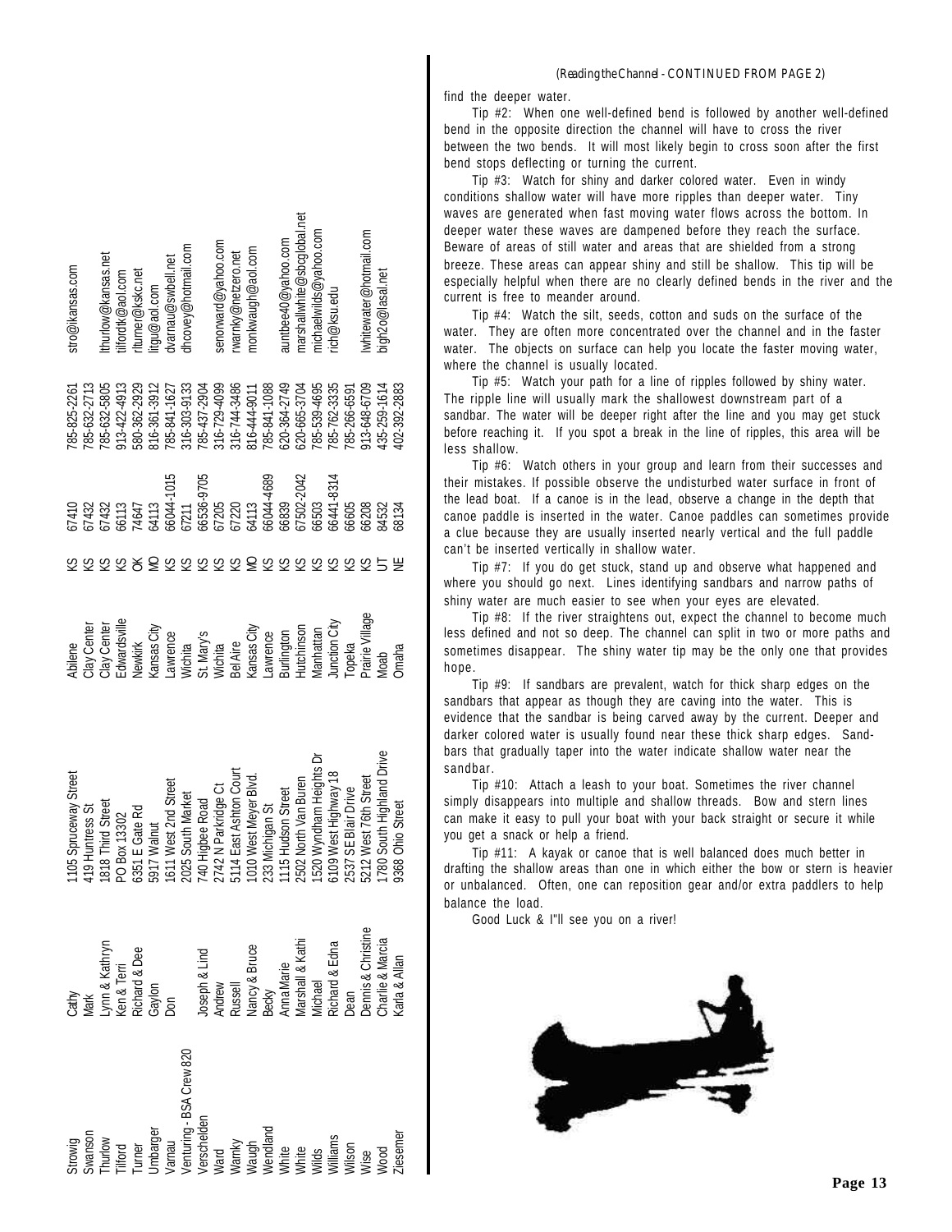| | | | | | | | |
|---|---|---|---|---|---|---|---|
| Strowig | Cathy | 1105 Spruceway Street | Abilene | KS | 67410 | 785-825-2261 | stro@ikansas.com |
| Swanson | Mark | 419 Huntress St | Clay Center | KS | 67432 | 785-632-2713 | |
| Thurlow | Lynn & Kathryn | 1818 Third Street | Clay Center | KS | 67432 | 785-632-5805 | lthurlow@kansas.net |
| Tilford | Ken & Terri | PO Box 13302 | Edwardsville | KS | 66113 | 913-422-4913 | tilfordtk@aol.com |
| Turner | Richard & Dee | 6351 E Gate Rd | Newkirk | OK | 74647 | 580-362-2929 | rturner@kskc.net |
| Umbarger | Gaylon | 5917 Walnut | Kansas City | MO | 64113 | 816-361-3912 | litgu@aol.com |
| Varnau | Don | 1611 West 2nd Street | Lawrence | KS | 66044-1015 | 785-841-1627 | dvarnau@swbell.net |
| Venturing - BSA Crew 820 | | 2025 South Market | Wichita | KS | 67211 | 316-303-9133 | dhcovey@hotmail.com |
| Verschelden | Joseph & Lind | 740 Higbee Road | St. Mary's | KS | 66536-9705 | 785-437-2904 | |
| Ward | Andrew | 2742 N Parkridge Ct | Wichita | KS | 67205 | 316-729-4099 | senorward@yahoo.com |
| Warnky | Russell | 5114 East Ashton Court | Bel Aire | KS | 67220 | 316-744-3486 | rwarnky@netzero.net |
| Waugh | Nancy & Bruce | 1010 West Meyer Blvd. | Kansas City | MO | 64113 | 816-444-9011 | monkwaugh@aol.com |
| Wendland | Becky | 233 Michigan St | Lawrence | KS | 66044-4689 | 785-841-1088 | |
| White | Anna Marie | 1115 Hudson Street | Burlington | KS | 66839 | 620-364-2749 | auntbee40@yahoo.com |
| White | Marshall & Kathi | 2502 North Van Buren | Hutchinson | KS | 67502-2042 | 620-665-3704 | marshallwhite@sbcglobal.net |
| Wilds | Michael | 1520 Wyndham Heights Dr | Manhattan | KS | 66503 | 785-539-4695 | michaelwilds@yahoo.com |
| Williams | Richard & Edna | 6109 West Highway 18 | Junction City | KS | 66441-8314 | 785-762-3335 | rich@ksu.edu |
| Wilson | Dean | 2537 SE Blair Drive | Topeka | KS | 66605 | 785-266-6591 | |
| Wise | Dennis & Christine | 5212 West 76th Street | Prairie Village | KS | 66208 | 913-648-6709 | lwhitewater@hotmail.com |
| Wood | Charlie & Marcia | 1780 South Highland Drive | Moab | UT | 84532 | 435-259-1614 | bigh2o@lasal.net |
| Ziesemer | Karla & Allan | 9368 Ohio Street | Omaha | NE | 68134 | 402-392-2883 | |

*(Reading the Channel - CONTINUED FROM PAGE 2)*

find the deeper water.

Tip #2: When one well-defined bend is followed by another well-defined bend in the opposite direction the channel will have to cross the river between the two bends. It will most likely begin to cross soon after the first bend stops deflecting or turning the current.

Tip #3: Watch for shiny and darker colored water. Even in windy conditions shallow water will have more ripples than deeper water. Tiny waves are generated when fast moving water flows across the bottom. In deeper water these waves are dampened before they reach the surface. Beware of areas of still water and areas that are shielded from a strong breeze. These areas can appear shiny and still be shallow. This tip will be especially helpful when there are no clearly defined bends in the river and the current is free to meander around.

Tip #4: Watch the silt, seeds, cotton and suds on the surface of the water. They are often more concentrated over the channel and in the faster water. The objects on surface can help you locate the faster moving water, where the channel is usually located.

Tip #5: Watch your path for a line of ripples followed by shiny water. The ripple line will usually mark the shallowest downstream part of a sandbar. The water will be deeper right after the line and you may get stuck before reaching it. If you spot a break in the line of ripples, this area will be less shallow.

Tip #6: Watch others in your group and learn from their successes and their mistakes. If possible observe the undisturbed water surface in front of the lead boat. If a canoe is in the lead, observe a change in the depth that canoe paddle is inserted in the water. Canoe paddles can sometimes provide a clue because they are usually inserted nearly vertical and the full paddle can't be inserted vertically in shallow water.

Tip #7: If you do get stuck, stand up and observe what happened and where you should go next. Lines identifying sandbars and narrow paths of shiny water are much easier to see when your eyes are elevated.

Tip #8: If the river straightens out, expect the channel to become much less defined and not so deep. The channel can split in two or more paths and sometimes disappear. The shiny water tip may be the only one that provides hope.

Tip #9: If sandbars are prevalent, watch for thick sharp edges on the sandbars that appear as though they are caving into the water. This is evidence that the sandbar is being carved away by the current. Deeper and darker colored water is usually found near these thick sharp edges. Sandbars that gradually taper into the water indicate shallow water near the sandbar.

Tip #10: Attach a leash to your boat. Sometimes the river channel simply disappears into multiple and shallow threads. Bow and stern lines can make it easy to pull your boat with your back straight or secure it while you get a snack or help a friend.

Tip #11: A kayak or canoe that is well balanced does much better in drafting the shallow areas than one in which either the bow or stern is heavier or unbalanced. Often, one can reposition gear and/or extra paddlers to help balance the load.

Good Luck & I"ll see you on a river!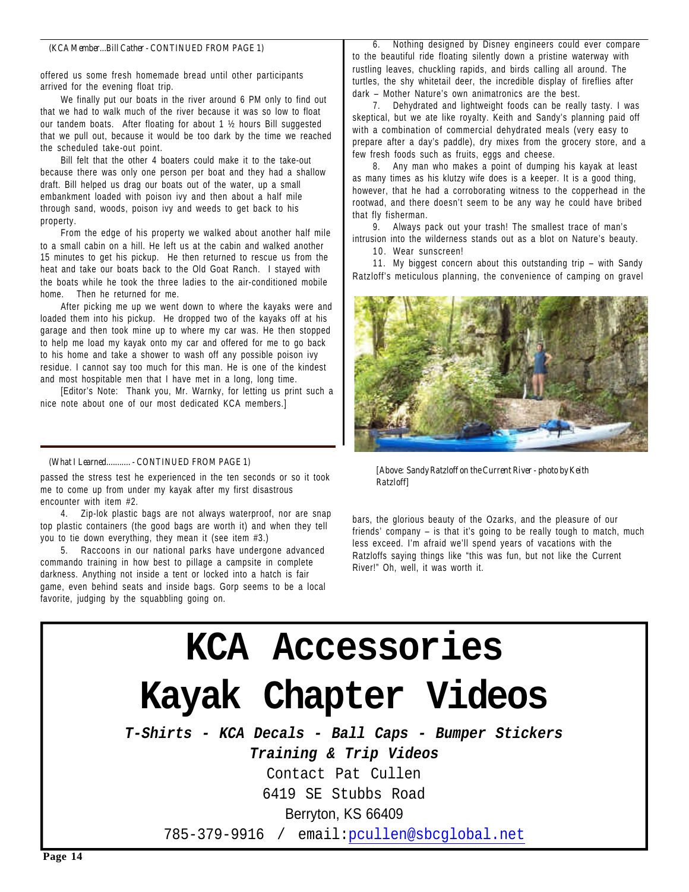*(KCA Member...Bill Cather - CONTINUED FROM PAGE 1)*

offered us some fresh homemade bread until other participants arrived for the evening float trip.

We finally put our boats in the river around 6 PM only to find out that we had to walk much of the river because it was so low to float our tandem boats. After floating for about 1 ½ hours Bill suggested that we pull out, because it would be too dark by the time we reached the scheduled take-out point.

Bill felt that the other 4 boaters could make it to the take-out because there was only one person per boat and they had a shallow draft. Bill helped us drag our boats out of the water, up a small embankment loaded with poison ivy and then about a half mile through sand, woods, poison ivy and weeds to get back to his property.

From the edge of his property we walked about another half mile to a small cabin on a hill. He left us at the cabin and walked another 15 minutes to get his pickup. He then returned to rescue us from the heat and take our boats back to the Old Goat Ranch. I stayed with the boats while he took the three ladies to the air-conditioned mobile home. Then he returned for me.

After picking me up we went down to where the kayaks were and loaded them into his pickup. He dropped two of the kayaks off at his garage and then took mine up to where my car was. He then stopped to help me load my kayak onto my car and offered for me to go back to his home and take a shower to wash off any possible poison ivy residue. I cannot say too much for this man. He is one of the kindest and most hospitable men that I have met in a long, long time.

[Editor's Note: Thank you, Mr. Warnky, for letting us print such a nice note about one of our most dedicated KCA members.]

*(What I Learned........... - CONTINUED FROM PAGE 1)*

passed the stress test he experienced in the ten seconds or so it took me to come up from under my kayak after my first disastrous encounter with item #2.

4. Zip-lok plastic bags are not always waterproof, nor are snap top plastic containers (the good bags are worth it) and when they tell you to tie down everything, they mean it (see item #3.)

5. Raccoons in our national parks have undergone advanced commando training in how best to pillage a campsite in complete darkness. Anything not inside a tent or locked into a hatch is fair game, even behind seats and inside bags. Gorp seems to be a local favorite, judging by the squabbling going on.

6. Nothing designed by Disney engineers could ever compare to the beautiful ride floating silently down a pristine waterway with rustling leaves, chuckling rapids, and birds calling all around. The turtles, the shy whitetail deer, the incredible display of fireflies after dark – Mother Nature's own animatronics are the best.

7. Dehydrated and lightweight foods can be really tasty. I was skeptical, but we ate like royalty. Keith and Sandy's planning paid off with a combination of commercial dehydrated meals (very easy to prepare after a day's paddle), dry mixes from the grocery store, and a few fresh foods such as fruits, eggs and cheese.

8. Any man who makes a point of dumping his kayak at least as many times as his klutzy wife does is a keeper. It is a good thing, however, that he had a corroborating witness to the copperhead in the rootwad, and there doesn't seem to be any way he could have bribed that fly fisherman.

9. Always pack out your trash! The smallest trace of man's intrusion into the wilderness stands out as a blot on Nature's beauty.

10. Wear sunscreen!

11. My biggest concern about this outstanding trip – with Sandy Ratzloff's meticulous planning, the convenience of camping on gravel bars, the glorious beauty of the Ozarks, and the pleasure of our friends' company – is that it's going to be really tough to match, much less exceed. I'm afraid we'll spend years of vacations with the Ratzloffs saying things like "this was fun, but not like the Current River!" Oh, well, it was worth it.

*[Above: Sandy Ratzloff on the Current River - photo by Keith Ratzloff]*

# KCA Accessories
# Kayak Chapter Videos

***T-Shirts - KCA Decals - Ball Caps - Bumper Stickers***

***Training & Trip Videos***

Contact Pat Cullen

6419 SE Stubbs Road

Berryton, KS 66409

785-379-9916 / email:pcullen@sbcglobal.net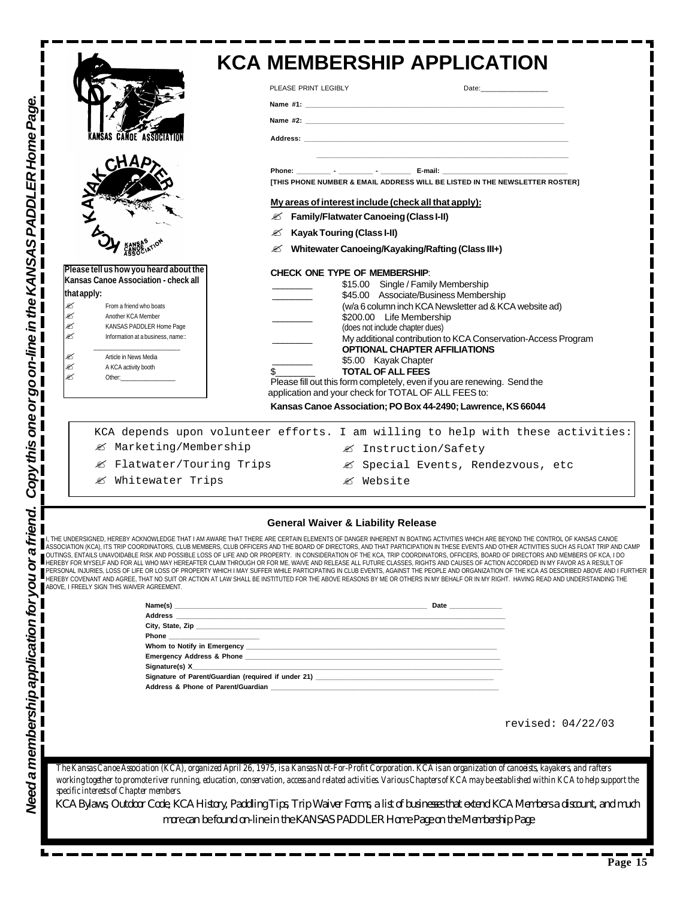*Need a membership application for you or a friend. Copy this one or go on-line in the KANSAS PADDLER Home Page.*

# KCA MEMBERSHIP APPLICATION

PLEASE PRINT LEGIBLY Date:_______________

**Name #1:** ____________________________________________

**Name #2:** ____________________________________________

**Address:** ____________________________________________

____________________________________________

**Phone:** ________ - ________ - ________ **E-mail:** ______________________

**[THIS PHONE NUMBER & EMAIL ADDRESS WILL BE LISTED IN THE NEWSLETTER ROSTER]**

**My areas of interest include (check all that apply):**

- ✍ **Family/Flatwater Canoeing (Class I-II)**
- ✍ **Kayak Touring (Class I-II)**
- ✍ **Whitewater Canoeing/Kayaking/Rafting (Class III+)**

**Please tell us how you heard about the Kansas Canoe Association - check all that apply:**

- ✍ From a friend who boats
- ✍ Another KCA Member
- ✍ KANSAS PADDLER Home Page
- ✍ Information at a business, name:: ____________________
- ✍ Article in News Media
- ✍ A KCA activity booth
- ✍ Other:______________

**CHECK ONE TYPE OF MEMBERSHIP**:

- ________ $15.00 Single / Family Membership
- ________ $45.00 Associate/Business Membership (w/a 6 column inch KCA Newsletter ad & KCA website ad)
- ________ $200.00 Life Membership (does not include chapter dues)
- ________ My additional contribution to KCA Conservation-Access Program

**OPTIONAL CHAPTER AFFILIATIONS**

- ________ $5.00 Kayak Chapter
- $________ **TOTAL OF ALL FEES**

Please fill out this form completely, even if you are renewing. Send the application and your check for TOTAL OF ALL FEES to:

**Kansas Canoe Association; PO Box 44-2490; Lawrence, KS 66044**

KCA depends upon volunteer efforts. I am willing to help with these activities:

- ✍ Marketing/Membership
- ✍ Flatwater/Touring Trips
- ✍ Whitewater Trips
- ✍ Instruction/Safety
- ✍ Special Events, Rendezvous, etc
- ✍ Website

## General Waiver & Liability Release

I, THE UNDERSIGNED, HEREBY ACKNOWLEDGE THAT I AM AWARE THAT THERE ARE CERTAIN ELEMENTS OF DANGER INHERENT IN BOATING ACTIVITIES WHICH ARE BEYOND THE CONTROL OF KANSAS CANOE ASSOCIATION (KCA), ITS TRIP COORDINATORS, CLUB MEMBERS, CLUB OFFICERS AND THE BOARD OF DIRECTORS, AND THAT PARTICIPATION IN THESE EVENTS AND OTHER ACTIVITIES SUCH AS FLOAT TRIP AND CAMP OUTINGS, ENTAILS UNAVOIDABLE RISK AND POSSIBLE LOSS OF LIFE AND OR PROPERTY. IN CONSIDERATION OF THE KCA, TRIP COORDINATORS, OFFICERS, BOARD OF DIRECTORS AND MEMBERS OF KCA, I DO HEREBY FOR MYSELF AND FOR ALL WHO MAY HEREAFTER CLAIM THROUGH OR FOR ME, WAIVE AND RELEASE ALL FUTURE CLASSES, RIGHTS AND CAUSES OF ACTION ACCORDED IN MY FAVOR AS A RESULT OF PERSONAL INJURIES, LOSS OF LIFE OR LOSS OF PROPERTY WHICH I MAY SUFFER WHILE PARTICIPATING IN CLUB EVENTS, AGAINST THE PEOPLE AND ORGANIZATION OF THE KCA AS DESCRIBED ABOVE AND I FURTHER HEREBY COVENANT AND AGREE, THAT NO SUIT OR ACTION AT LAW SHALL BE INSTITUTED FOR THE ABOVE REASONS BY ME OR OTHERS IN MY BEHALF OR IN MY RIGHT. HAVING READ AND UNDERSTANDING THE ABOVE, I FREELY SIGN THIS WAIVER AGREEMENT.

**Name(s)** ____________________________________ **Date** ____________

**Address** ____________________________________________

**City, State, Zip** ____________________________________________

**Phone** ____________________

**Whom to Notify in Emergency** ____________________________________

**Emergency Address & Phone** ____________________________________

**Signature(s) X**____________________________________________

**Signature of Parent/Guardian (required if under 21)** ____________________________

**Address & Phone of Parent/Guardian** ____________________________________

revised: 04/22/03

*The Kansas Canoe Association (KCA), organized April 26, 1975, is a Kansas Not-For-Profit Corporation. KCA is an organization of canoeists, kayakers, and rafters working together to promote river running, education, conservation, access and related activities. Various Chapters of KCA may be established within KCA to help support the specific interests of Chapter members.*

*KCA Bylaws, Outdoor Code, KCA History, Paddling Tips, Trip Waiver Forms, a list of businesses that extend KCA Members a discount, and much more can be found on-line in the KANSAS PADDLER Home Page on the Membership Page.*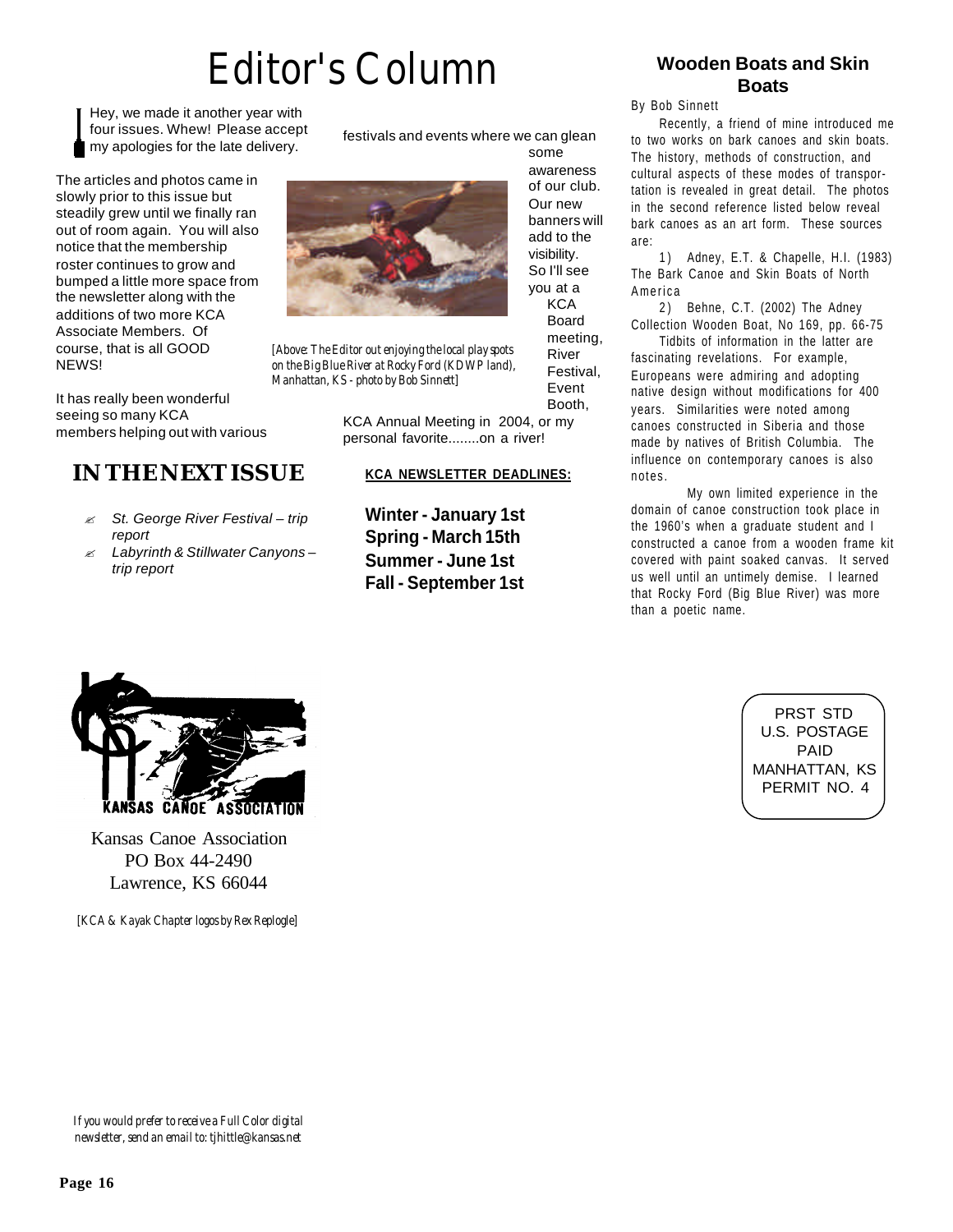# Editor's Column

Hey, we made it another year with four issues. Whew! Please accept my apologies for the late delivery.

The articles and photos came in slowly prior to this issue but steadily grew until we finally ran out of room again. You will also notice that the membership roster continues to grow and bumped a little more space from the newsletter along with the additions of two more KCA Associate Members. Of course, that is all GOOD NEWS!

It has really been wonderful seeing so many KCA members helping out with various festivals and events where we can glean some awareness of our club. Our new banners will add to the visibility. So I'll see you at a KCA Board meeting, River Festival, Event Booth, KCA Annual Meeting in 2004, or my personal favorite........on a river!

[Above: The Editor out enjoying the local play spots on the Big Blue River at Rocky Ford (KDWP land), Manhattan, KS - photo by Bob Sinnett]

## IN THE NEXT ISSUE

- *St. George River Festival – trip report*
- *Labyrinth & Stillwater Canyons – trip report*

**KCA NEWSLETTER DEADLINES:**

**Winter - January 1st**
**Spring - March 15th**
**Summer - June 1st**
**Fall - September 1st**

## Wooden Boats and Skin Boats

By Bob Sinnett

Recently, a friend of mine introduced me to two works on bark canoes and skin boats. The history, methods of construction, and cultural aspects of these modes of transportation is revealed in great detail. The photos in the second reference listed below reveal bark canoes as an art form. These sources are:

1) Adney, E.T. & Chapelle, H.I. (1983) The Bark Canoe and Skin Boats of North America

2) Behne, C.T. (2002) The Adney Collection Wooden Boat, No 169, pp. 66-75

Tidbits of information in the latter are fascinating revelations. For example, Europeans were admiring and adopting native design without modifications for 400 years. Similarities were noted among canoes constructed in Siberia and those made by natives of British Columbia. The influence on contemporary canoes is also notes.

My own limited experience in the domain of canoe construction took place in the 1960's when a graduate student and I constructed a canoe from a wooden frame kit covered with paint soaked canvas. It served us well until an untimely demise. I learned that Rocky Ford (Big Blue River) was more than a poetic name.

KANSAS CANOE ASSOCIATION

Kansas Canoe Association
PO Box 44-2490
Lawrence, KS 66044

[KCA & Kayak Chapter logos by Rex Replogle]

PRST STD
U.S. POSTAGE
PAID
MANHATTAN, KS
PERMIT NO. 4

If you would prefer to receive a Full Color digital newsletter, send an email to: tjhittle@kansas.net